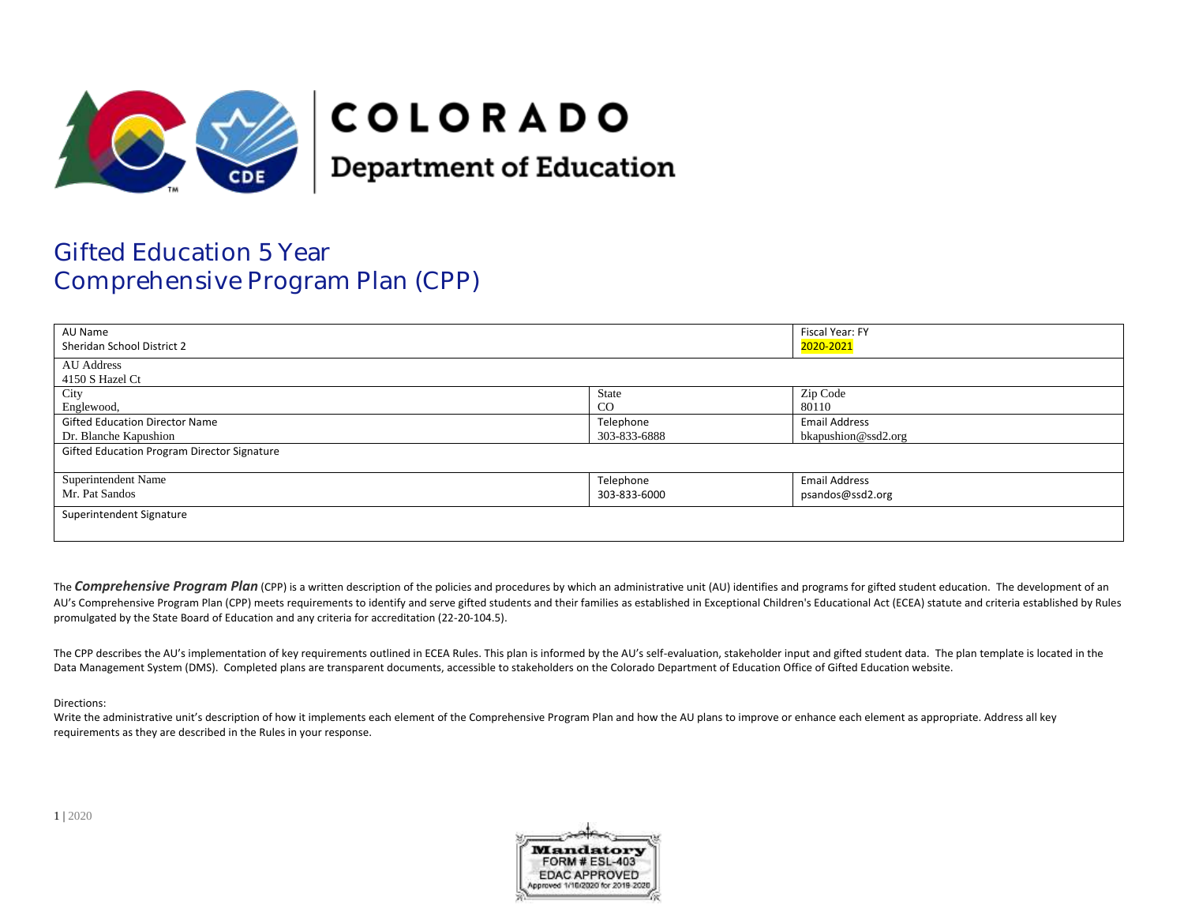# COLORADO Department of Education

## Gifted Education 5 Year Comprehensive Program Plan (CPP)

| AU Name<br>Sheridan School District 2 | | Fiscal Year: FY<br>2020-2021 |
|---|---|---|
| AU Address<br>4150 S Hazel Ct | | |
| City<br>Englewood, | State<br>CO | Zip Code<br>80110 |
| Gifted Education Director Name<br>Dr. Blanche Kapushion | Telephone<br>303-833-6888 | Email Address<br>bkapushion@ssd2.org |
| Gifted Education Program Director Signature | | |
| Superintendent Name<br>Mr. Pat Sandos | Telephone<br>303-833-6000 | Email Address<br>psandos@ssd2.org |
| Superintendent Signature | | |

The ***Comprehensive Program Plan*** (CPP) is a written description of the policies and procedures by which an administrative unit (AU) identifies and programs for gifted student education. The development of an AU's Comprehensive Program Plan (CPP) meets requirements to identify and serve gifted students and their families as established in Exceptional Children's Educational Act (ECEA) statute and criteria established by Rules promulgated by the State Board of Education and any criteria for accreditation (22-20-104.5).

The CPP describes the AU's implementation of key requirements outlined in ECEA Rules. This plan is informed by the AU's self-evaluation, stakeholder input and gifted student data. The plan template is located in the Data Management System (DMS). Completed plans are transparent documents, accessible to stakeholders on the Colorado Department of Education Office of Gifted Education website.

Directions:
Write the administrative unit's description of how it implements each element of the Comprehensive Program Plan and how the AU plans to improve or enhance each element as appropriate. Address all key requirements as they are described in the Rules in your response.

Mandatory FORM # ESL-403 EDAC APPROVED Approved 1/10/2020 for 2019-2020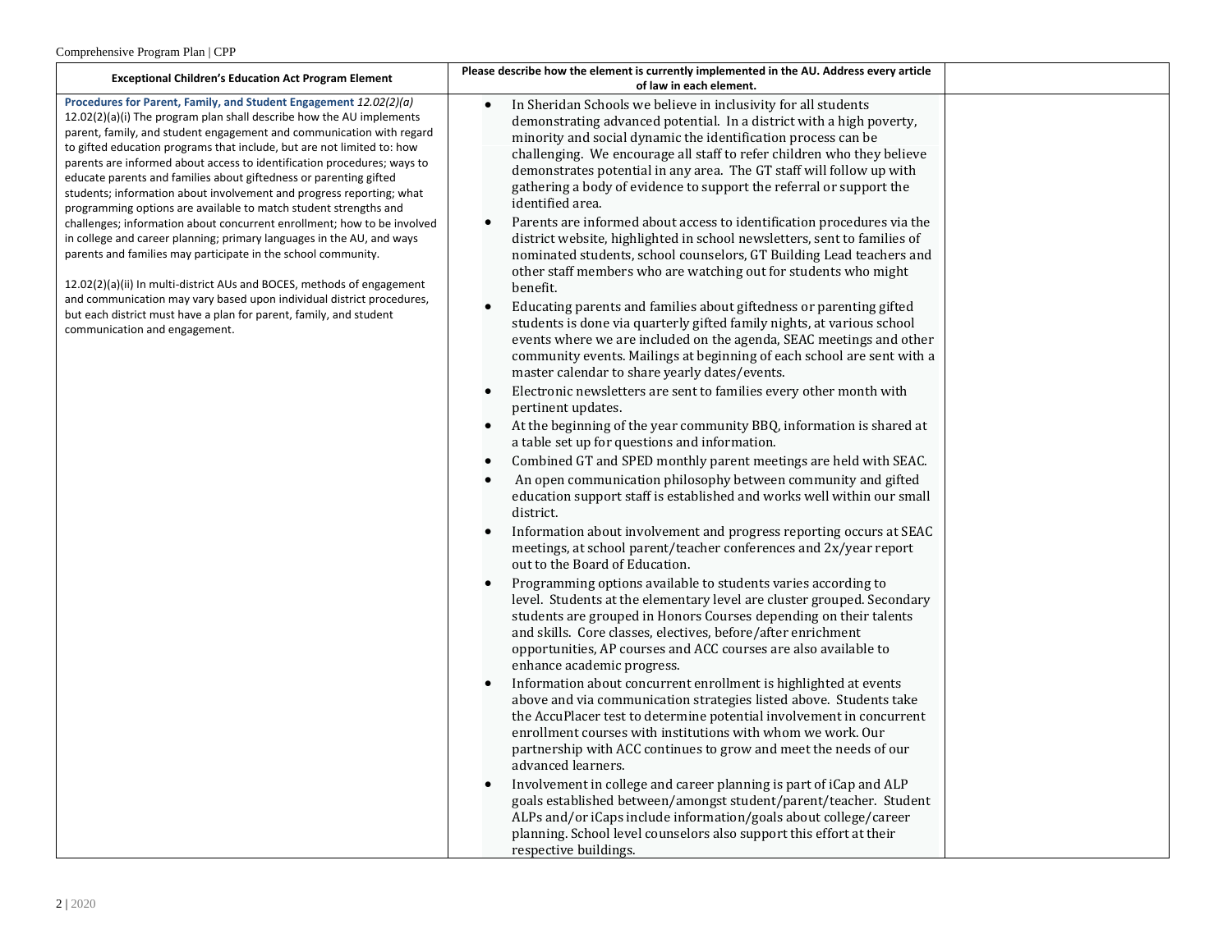| Exceptional Children's Education Act Program Element | Please describe how the element is currently implemented in the AU. Address every article of law in each element. | |
|---|---|---|
| **Procedures for Parent, Family, and Student Engagement** *12.02(2)(a)*<br>12.02(2)(a)(i) The program plan shall describe how the AU implements parent, family, and student engagement and communication with regard to gifted education programs that include, but are not limited to: how parents are informed about access to identification procedures; ways to educate parents and families about giftedness or parenting gifted students; information about involvement and progress reporting; what programming options are available to match student strengths and challenges; information about concurrent enrollment; how to be involved in college and career planning; primary languages in the AU, and ways parents and families may participate in the school community.<br><br>12.02(2)(a)(ii) In multi-district AUs and BOCES, methods of engagement and communication may vary based upon individual district procedures, but each district must have a plan for parent, family, and student communication and engagement. | • In Sheridan Schools we believe in inclusivity for all students demonstrating advanced potential. In a district with a high poverty, minority and social dynamic the identification process can be challenging. We encourage all staff to refer children who they believe demonstrates potential in any area. The GT staff will follow up with gathering a body of evidence to support the referral or support the identified area.<br>• Parents are informed about access to identification procedures via the district website, highlighted in school newsletters, sent to families of nominated students, school counselors, GT Building Lead teachers and other staff members who are watching out for students who might benefit.<br>• Educating parents and families about giftedness or parenting gifted students is done via quarterly gifted family nights, at various school events where we are included on the agenda, SEAC meetings and other community events. Mailings at beginning of each school are sent with a master calendar to share yearly dates/events.<br>• Electronic newsletters are sent to families every other month with pertinent updates.<br>• At the beginning of the year community BBQ, information is shared at a table set up for questions and information.<br>• Combined GT and SPED monthly parent meetings are held with SEAC.<br>• An open communication philosophy between community and gifted education support staff is established and works well within our small district.<br>• Information about involvement and progress reporting occurs at SEAC meetings, at school parent/teacher conferences and 2x/year report out to the Board of Education.<br>• Programming options available to students varies according to level. Students at the elementary level are cluster grouped. Secondary students are grouped in Honors Courses depending on their talents and skills. Core classes, electives, before/after enrichment opportunities, AP courses and ACC courses are also available to enhance academic progress.<br>• Information about concurrent enrollment is highlighted at events above and via communication strategies listed above. Students take the AccuPlacer test to determine potential involvement in concurrent enrollment courses with institutions with whom we work. Our partnership with ACC continues to grow and meet the needs of our advanced learners.<br>• Involvement in college and career planning is part of iCap and ALP goals established between/amongst student/parent/teacher. Student ALPs and/or iCaps include information/goals about college/career planning. School level counselors also support this effort at their respective buildings. | |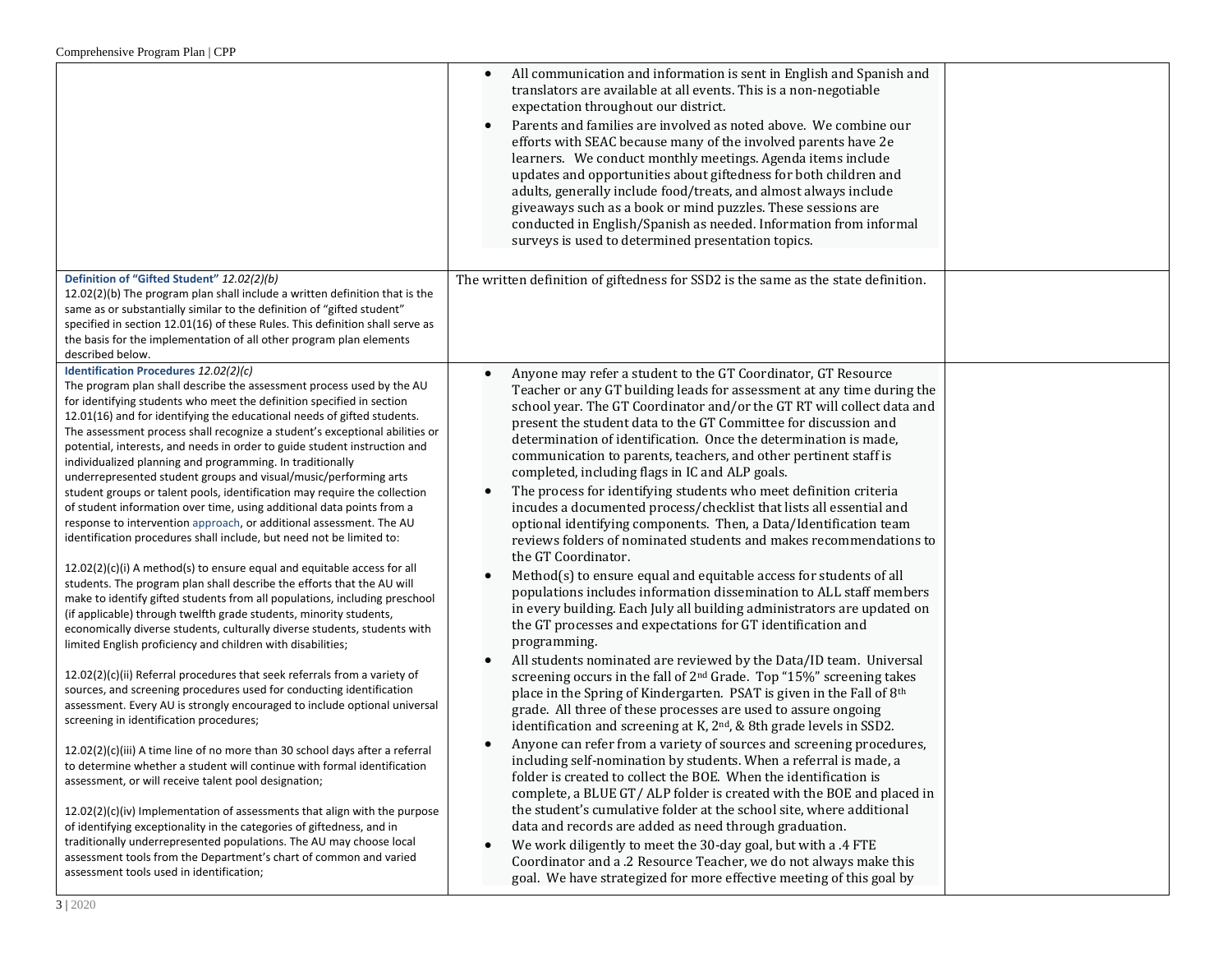| | | |
|---|---|---|
| | • All communication and information is sent in English and Spanish and translators are available at all events. This is a non-negotiable expectation throughout our district.<br>• Parents and families are involved as noted above. We combine our efforts with SEAC because many of the involved parents have 2e learners. We conduct monthly meetings. Agenda items include updates and opportunities about giftedness for both children and adults, generally include food/treats, and almost always include giveaways such as a book or mind puzzles. These sessions are conducted in English/Spanish as needed. Information from informal surveys is used to determined presentation topics. | |
| **Definition of "Gifted Student"** *12.02(2)(b)*<br>12.02(2)(b) The program plan shall include a written definition that is the same as or substantially similar to the definition of "gifted student" specified in section 12.01(16) of these Rules. This definition shall serve as the basis for the implementation of all other program plan elements described below. | The written definition of giftedness for SSD2 is the same as the state definition. | |
| **Identification Procedures** *12.02(2)(c)*<br>The program plan shall describe the assessment process used by the AU for identifying students who meet the definition specified in section 12.01(16) and for identifying the educational needs of gifted students. The assessment process shall recognize a student's exceptional abilities or potential, interests, and needs in order to guide student instruction and individualized planning and programming. In traditionally underrepresented student groups and visual/music/performing arts student groups or talent pools, identification may require the collection of student information over time, using additional data points from a response to intervention approach, or additional assessment. The AU identification procedures shall include, but need not be limited to:<br><br>12.02(2)(c)(i) A method(s) to ensure equal and equitable access for all students. The program plan shall describe the efforts that the AU will make to identify gifted students from all populations, including preschool (if applicable) through twelfth grade students, minority students, economically diverse students, culturally diverse students, students with limited English proficiency and children with disabilities;<br><br>12.02(2)(c)(ii) Referral procedures that seek referrals from a variety of sources, and screening procedures used for conducting identification assessment. Every AU is strongly encouraged to include optional universal screening in identification procedures;<br><br>12.02(2)(c)(iii) A time line of no more than 30 school days after a referral to determine whether a student will continue with formal identification assessment, or will receive talent pool designation;<br><br>12.02(2)(c)(iv) Implementation of assessments that align with the purpose of identifying exceptionality in the categories of giftedness, and in traditionally underrepresented populations. The AU may choose local assessment tools from the Department's chart of common and varied assessment tools used in identification; | • Anyone may refer a student to the GT Coordinator, GT Resource Teacher or any GT building leads for assessment at any time during the school year. The GT Coordinator and/or the GT RT will collect data and present the student data to the GT Committee for discussion and determination of identification. Once the determination is made, communication to parents, teachers, and other pertinent staff is completed, including flags in IC and ALP goals.<br>• The process for identifying students who meet definition criteria incudes a documented process/checklist that lists all essential and optional identifying components. Then, a Data/Identification team reviews folders of nominated students and makes recommendations to the GT Coordinator.<br>• Method(s) to ensure equal and equitable access for students of all populations includes information dissemination to ALL staff members in every building. Each July all building administrators are updated on the GT processes and expectations for GT identification and programming.<br>• All students nominated are reviewed by the Data/ID team. Universal screening occurs in the fall of 2nd Grade. Top "15%" screening takes place in the Spring of Kindergarten. PSAT is given in the Fall of 8th grade. All three of these processes are used to assure ongoing identification and screening at K, 2nd, & 8th grade levels in SSD2.<br>• Anyone can refer from a variety of sources and screening procedures, including self-nomination by students. When a referral is made, a folder is created to collect the BOE. When the identification is complete, a BLUE GT/ ALP folder is created with the BOE and placed in the student's cumulative folder at the school site, where additional data and records are added as need through graduation.<br>• We work diligently to meet the 30-day goal, but with a .4 FTE Coordinator and a .2 Resource Teacher, we do not always make this goal. We have strategized for more effective meeting of this goal by | |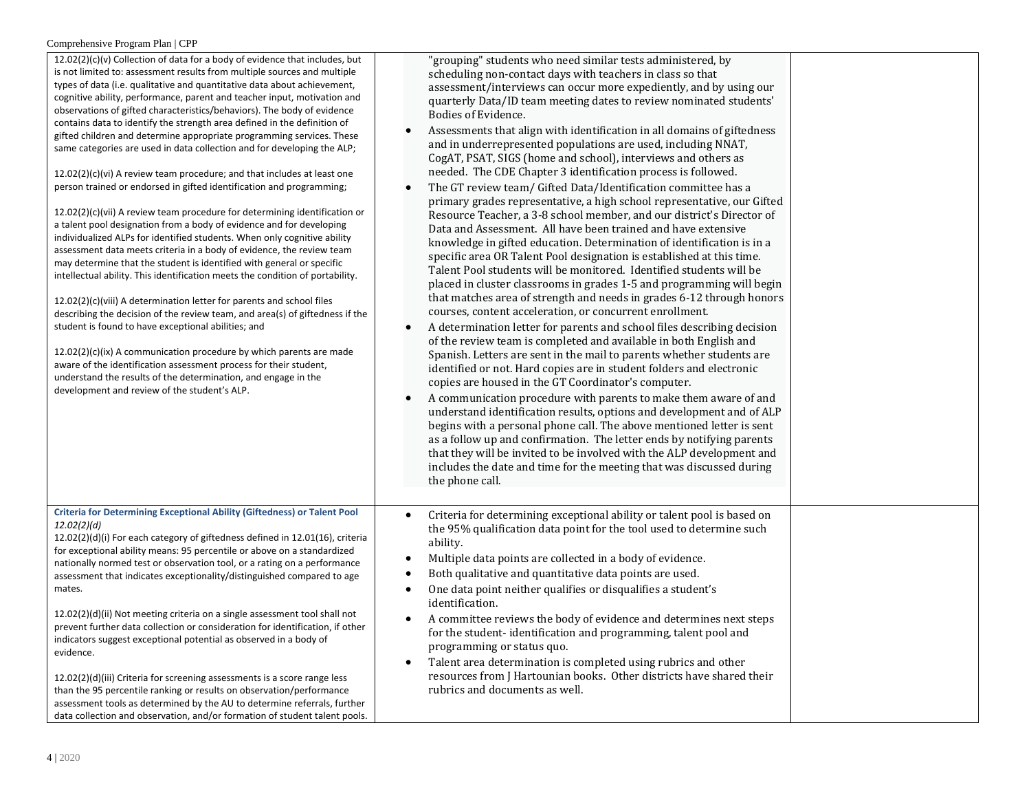| | | |
|---|---|---|
| 12.02(2)(c)(v) Collection of data for a body of evidence that includes, but is not limited to: assessment results from multiple sources and multiple types of data (i.e. qualitative and quantitative data about achievement, cognitive ability, performance, parent and teacher input, motivation and observations of gifted characteristics/behaviors). The body of evidence contains data to identify the strength area defined in the definition of gifted children and determine appropriate programming services. These same categories are used in data collection and for developing the ALP;<br><br>12.02(2)(c)(vi) A review team procedure; and that includes at least one person trained or endorsed in gifted identification and programming;<br><br>12.02(2)(c)(vii) A review team procedure for determining identification or a talent pool designation from a body of evidence and for developing individualized ALPs for identified students. When only cognitive ability assessment data meets criteria in a body of evidence, the review team may determine that the student is identified with general or specific intellectual ability. This identification meets the condition of portability.<br><br>12.02(2)(c)(viii) A determination letter for parents and school files describing the decision of the review team, and area(s) of giftedness if the student is found to have exceptional abilities; and<br><br>12.02(2)(c)(ix) A communication procedure by which parents are made aware of the identification assessment process for their student, understand the results of the determination, and engage in the development and review of the student's ALP. | "grouping" students who need similar tests administered, by scheduling non-contact days with teachers in class so that assessment/interviews can occur more expediently, and by using our quarterly Data/ID team meeting dates to review nominated students' Bodies of Evidence.<br>• Assessments that align with identification in all domains of giftedness and in underrepresented populations are used, including NNAT, CogAT, PSAT, SIGS (home and school), interviews and others as needed. The CDE Chapter 3 identification process is followed.<br>• The GT review team/ Gifted Data/Identification committee has a primary grades representative, a high school representative, our Gifted Resource Teacher, a 3-8 school member, and our district's Director of Data and Assessment. All have been trained and have extensive knowledge in gifted education. Determination of identification is in a specific area OR Talent Pool designation is established at this time. Talent Pool students will be monitored. Identified students will be placed in cluster classrooms in grades 1-5 and programming will begin that matches area of strength and needs in grades 6-12 through honors courses, content acceleration, or concurrent enrollment.<br>• A determination letter for parents and school files describing decision of the review team is completed and available in both English and Spanish. Letters are sent in the mail to parents whether students are identified or not. Hard copies are in student folders and electronic copies are housed in the GT Coordinator's computer.<br>• A communication procedure with parents to make them aware of and understand identification results, options and development and of ALP begins with a personal phone call. The above mentioned letter is sent as a follow up and confirmation. The letter ends by notifying parents that they will be invited to be involved with the ALP development and includes the date and time for the meeting that was discussed during the phone call. | |
| **Criteria for Determining Exceptional Ability (Giftedness) or Talent Pool**<br>*12.02(2)(d)*<br>12.02(2)(d)(i) For each category of giftedness defined in 12.01(16), criteria for exceptional ability means: 95 percentile or above on a standardized nationally normed test or observation tool, or a rating on a performance assessment that indicates exceptionality/distinguished compared to age mates.<br><br>12.02(2)(d)(ii) Not meeting criteria on a single assessment tool shall not prevent further data collection or consideration for identification, if other indicators suggest exceptional potential as observed in a body of evidence.<br><br>12.02(2)(d)(iii) Criteria for screening assessments is a score range less than the 95 percentile ranking or results on observation/performance assessment tools as determined by the AU to determine referrals, further data collection and observation, and/or formation of student talent pools. | • Criteria for determining exceptional ability or talent pool is based on the 95% qualification data point for the tool used to determine such ability.<br>• Multiple data points are collected in a body of evidence.<br>• Both qualitative and quantitative data points are used.<br>• One data point neither qualifies or disqualifies a student's identification.<br>• A committee reviews the body of evidence and determines next steps for the student- identification and programming, talent pool and programming or status quo.<br>• Talent area determination is completed using rubrics and other resources from J Hartounian books. Other districts have shared their rubrics and documents as well. | |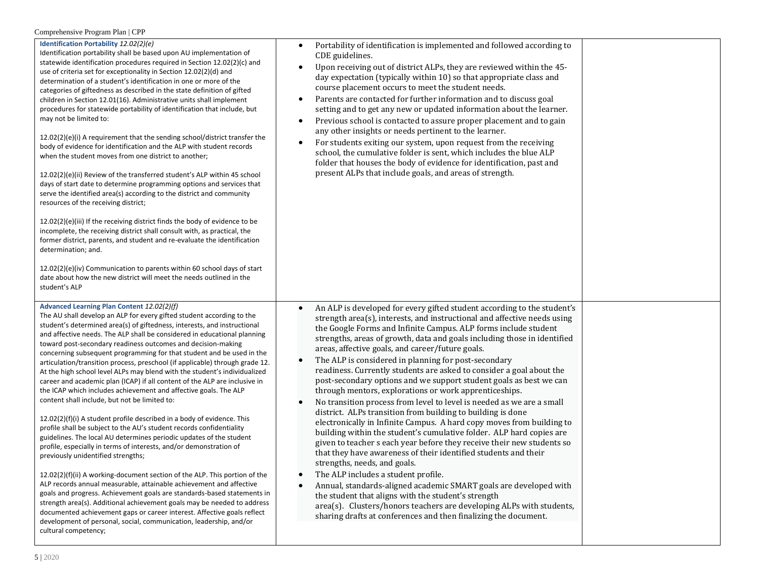| | | |
|---|---|---|
| **Identification Portability** *12.02(2)(e)*<br>Identification portability shall be based upon AU implementation of statewide identification procedures required in Section 12.02(2)(c) and use of criteria set for exceptionality in Section 12.02(2)(d) and determination of a student's identification in one or more of the categories of giftedness as described in the state definition of gifted children in Section 12.01(16). Administrative units shall implement procedures for statewide portability of identification that include, but may not be limited to:<br><br>12.02(2)(e)(i) A requirement that the sending school/district transfer the body of evidence for identification and the ALP with student records when the student moves from one district to another;<br><br>12.02(2)(e)(ii) Review of the transferred student's ALP within 45 school days of start date to determine programming options and services that serve the identified area(s) according to the district and community resources of the receiving district;<br><br>12.02(2)(e)(iii) If the receiving district finds the body of evidence to be incomplete, the receiving district shall consult with, as practical, the former district, parents, and student and re-evaluate the identification determination; and.<br><br>12.02(2)(e)(iv) Communication to parents within 60 school days of start date about how the new district will meet the needs outlined in the student's ALP | • Portability of identification is implemented and followed according to CDE guidelines.<br>• Upon receiving out of district ALPs, they are reviewed within the 45-day expectation (typically within 10) so that appropriate class and course placement occurs to meet the student needs.<br>• Parents are contacted for further information and to discuss goal setting and to get any new or updated information about the learner.<br>• Previous school is contacted to assure proper placement and to gain any other insights or needs pertinent to the learner.<br>• For students exiting our system, upon request from the receiving school, the cumulative folder is sent, which includes the blue ALP folder that houses the body of evidence for identification, past and present ALPs that include goals, and areas of strength. | |
| **Advanced Learning Plan Content** *12.02(2)(f)*<br>The AU shall develop an ALP for every gifted student according to the student's determined area(s) of giftedness, interests, and instructional and affective needs. The ALP shall be considered in educational planning toward post-secondary readiness outcomes and decision-making concerning subsequent programming for that student and be used in the articulation/transition process, preschool (if applicable) through grade 12. At the high school level ALPs may blend with the student's individualized career and academic plan (ICAP) if all content of the ALP is inclusive in the ICAP which includes achievement and affective goals. The ALP content shall include, but not be limited to:<br><br>12.02(2)(f)(i) A student profile described in a body of evidence. This profile shall be subject to the AU's student records confidentiality guidelines. The local AU determines periodic updates of the student profile, especially in terms of interests, and/or demonstration of previously unidentified strengths;<br><br>12.02(2)(f)(ii) A working-document section of the ALP. This portion of the ALP records annual measurable, attainable achievement and affective goals and progress. Achievement goals are standards-based statements in strength area(s). Additional achievement goals may be needed to address documented achievement gaps or career interest. Affective goals reflect development of personal, social, communication, leadership, and/or cultural competency; | • An ALP is developed for every gifted student according to the student's strength area(s), interests, and instructional and affective needs using the Google Forms and Infinite Campus. ALP forms include student strengths, areas of growth, data and goals including those in identified areas, affective goals, and career/future goals.<br>• The ALP is considered in planning for post-secondary readiness. Currently students are asked to consider a goal about the post-secondary options and we support student goals as best we can through mentors, explorations or work apprenticeships.<br>• No transition process from level to level is needed as we are a small district. ALPs transition from building to building is done electronically in Infinite Campus. A hard copy moves from building to building within the student's cumulative folder. ALP hard copies are given to teacher s each year before they receive their new students so that they have awareness of their identified students and their strengths, needs, and goals.<br>• The ALP includes a student profile.<br>• Annual, standards-aligned academic SMART goals are developed with the student that aligns with the student's strength area(s). Clusters/honors teachers are developing ALPs with students, sharing drafts at conferences and then finalizing the document. | |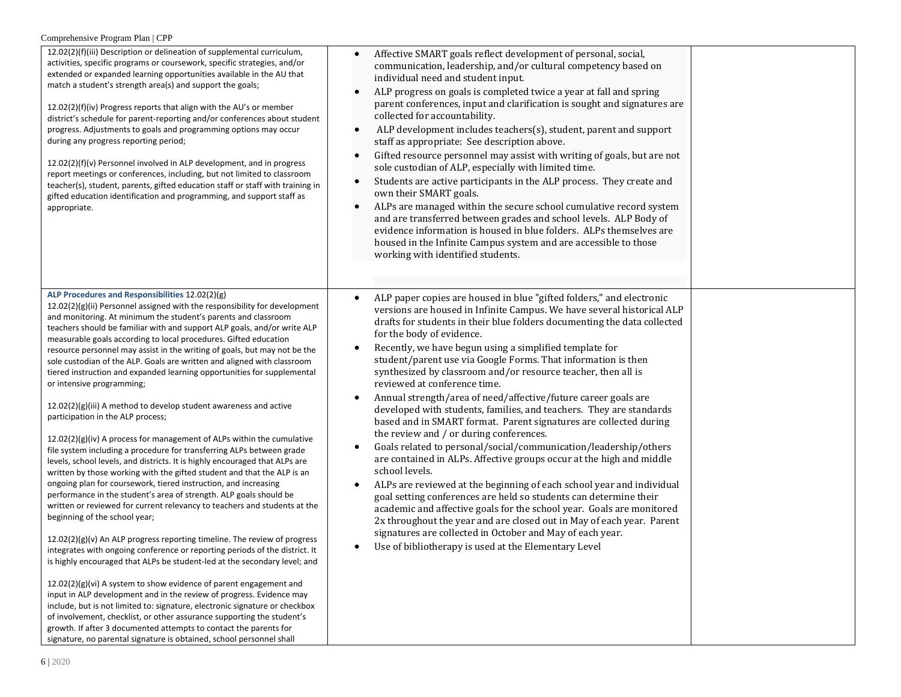| | | |
|---|---|---|
| 12.02(2)(f)(iii) Description or delineation of supplemental curriculum, activities, specific programs or coursework, specific strategies, and/or extended or expanded learning opportunities available in the AU that match a student's strength area(s) and support the goals;<br><br>12.02(2)(f)(iv) Progress reports that align with the AU's or member district's schedule for parent-reporting and/or conferences about student progress. Adjustments to goals and programming options may occur during any progress reporting period;<br><br>12.02(2)(f)(v) Personnel involved in ALP development, and in progress report meetings or conferences, including, but not limited to classroom teacher(s), student, parents, gifted education staff or staff with training in gifted education identification and programming, and support staff as appropriate. | • Affective SMART goals reflect development of personal, social, communication, leadership, and/or cultural competency based on individual need and student input.<br>• ALP progress on goals is completed twice a year at fall and spring parent conferences, input and clarification is sought and signatures are collected for accountability.<br>• ALP development includes teachers(s), student, parent and support staff as appropriate: See description above.<br>• Gifted resource personnel may assist with writing of goals, but are not sole custodian of ALP, especially with limited time.<br>• Students are active participants in the ALP process. They create and own their SMART goals.<br>• ALPs are managed within the secure school cumulative record system and are transferred between grades and school levels. ALP Body of evidence information is housed in blue folders. ALPs themselves are housed in the Infinite Campus system and are accessible to those working with identified students. | |
| **ALP Procedures and Responsibilities** 12.02(2)(g)<br>12.02(2)(g)(ii) Personnel assigned with the responsibility for development and monitoring. At minimum the student's parents and classroom teachers should be familiar with and support ALP goals, and/or write ALP measurable goals according to local procedures. Gifted education resource personnel may assist in the writing of goals, but may not be the sole custodian of the ALP. Goals are written and aligned with classroom tiered instruction and expanded learning opportunities for supplemental or intensive programming;<br><br>12.02(2)(g)(iii) A method to develop student awareness and active participation in the ALP process;<br><br>12.02(2)(g)(iv) A process for management of ALPs within the cumulative file system including a procedure for transferring ALPs between grade levels, school levels, and districts. It is highly encouraged that ALPs are written by those working with the gifted student and that the ALP is an ongoing plan for coursework, tiered instruction, and increasing performance in the student's area of strength. ALP goals should be written or reviewed for current relevancy to teachers and students at the beginning of the school year;<br><br>12.02(2)(g)(v) An ALP progress reporting timeline. The review of progress integrates with ongoing conference or reporting periods of the district. It is highly encouraged that ALPs be student-led at the secondary level; and<br><br>12.02(2)(g)(vi) A system to show evidence of parent engagement and input in ALP development and in the review of progress. Evidence may include, but is not limited to: signature, electronic signature or checkbox of involvement, checklist, or other assurance supporting the student's growth. If after 3 documented attempts to contact the parents for signature, no parental signature is obtained, school personnel shall | • ALP paper copies are housed in blue "gifted folders," and electronic versions are housed in Infinite Campus. We have several historical ALP drafts for students in their blue folders documenting the data collected for the body of evidence.<br>• Recently, we have begun using a simplified template for student/parent use via Google Forms. That information is then synthesized by classroom and/or resource teacher, then all is reviewed at conference time.<br>• Annual strength/area of need/affective/future career goals are developed with students, families, and teachers. They are standards based and in SMART format. Parent signatures are collected during the review and / or during conferences.<br>• Goals related to personal/social/communication/leadership/others are contained in ALPs. Affective groups occur at the high and middle school levels.<br>• ALPs are reviewed at the beginning of each school year and individual goal setting conferences are held so students can determine their academic and affective goals for the school year. Goals are monitored 2x throughout the year and are closed out in May of each year. Parent signatures are collected in October and May of each year.<br>• Use of bibliotherapy is used at the Elementary Level | |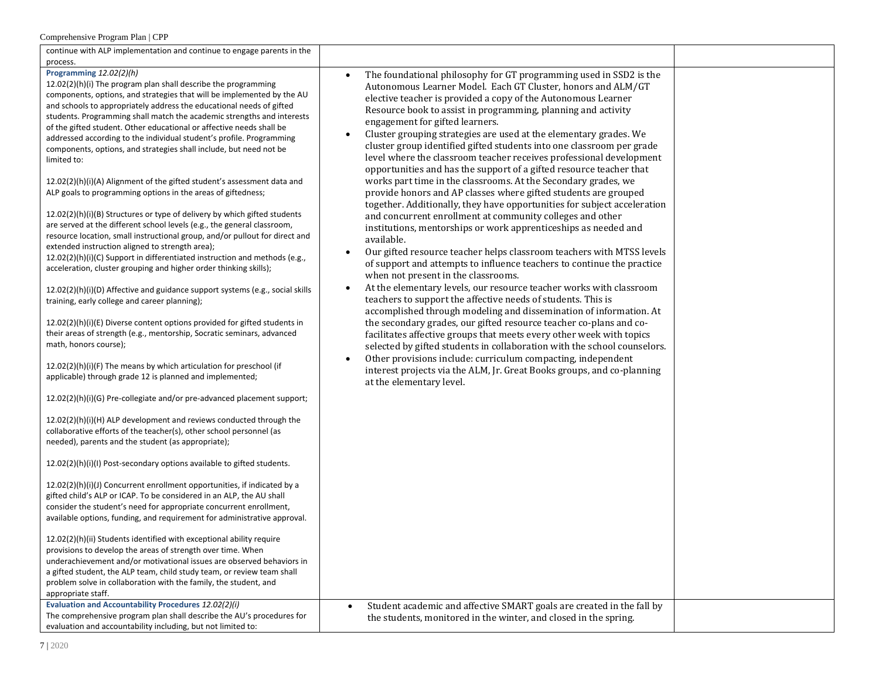| | | |
|---|---|---|
| continue with ALP implementation and continue to engage parents in the process. | | |
| **Programming** *12.02(2)(h)*<br>12.02(2)(h)(i) The program plan shall describe the programming components, options, and strategies that will be implemented by the AU and schools to appropriately address the educational needs of gifted students. Programming shall match the academic strengths and interests of the gifted student. Other educational or affective needs shall be addressed according to the individual student's profile. Programming components, options, and strategies shall include, but need not be limited to:<br><br>12.02(2)(h)(i)(A) Alignment of the gifted student's assessment data and ALP goals to programming options in the areas of giftedness;<br><br>12.02(2)(h)(i)(B) Structures or type of delivery by which gifted students are served at the different school levels (e.g., the general classroom, resource location, small instructional group, and/or pullout for direct and extended instruction aligned to strength area);<br>12.02(2)(h)(i)(C) Support in differentiated instruction and methods (e.g., acceleration, cluster grouping and higher order thinking skills);<br><br>12.02(2)(h)(i)(D) Affective and guidance support systems (e.g., social skills training, early college and career planning);<br><br>12.02(2)(h)(i)(E) Diverse content options provided for gifted students in their areas of strength (e.g., mentorship, Socratic seminars, advanced math, honors course);<br><br>12.02(2)(h)(i)(F) The means by which articulation for preschool (if applicable) through grade 12 is planned and implemented;<br><br>12.02(2)(h)(i)(G) Pre-collegiate and/or pre-advanced placement support;<br><br>12.02(2)(h)(i)(H) ALP development and reviews conducted through the collaborative efforts of the teacher(s), other school personnel (as needed), parents and the student (as appropriate);<br><br>12.02(2)(h)(i)(I) Post-secondary options available to gifted students.<br><br>12.02(2)(h)(i)(J) Concurrent enrollment opportunities, if indicated by a gifted child's ALP or ICAP. To be considered in an ALP, the AU shall consider the student's need for appropriate concurrent enrollment, available options, funding, and requirement for administrative approval.<br><br>12.02(2)(h)(ii) Students identified with exceptional ability require provisions to develop the areas of strength over time. When underachievement and/or motivational issues are observed behaviors in a gifted student, the ALP team, child study team, or review team shall problem solve in collaboration with the family, the student, and appropriate staff. | • The foundational philosophy for GT programming used in SSD2 is the Autonomous Learner Model. Each GT Cluster, honors and ALM/GT elective teacher is provided a copy of the Autonomous Learner Resource book to assist in programming, planning and activity engagement for gifted learners.<br>• Cluster grouping strategies are used at the elementary grades. We cluster group identified gifted students into one classroom per grade level where the classroom teacher receives professional development opportunities and has the support of a gifted resource teacher that works part time in the classrooms. At the Secondary grades, we provide honors and AP classes where gifted students are grouped together. Additionally, they have opportunities for subject acceleration and concurrent enrollment at community colleges and other institutions, mentorships or work apprenticeships as needed and available.<br>• Our gifted resource teacher helps classroom teachers with MTSS levels of support and attempts to influence teachers to continue the practice when not present in the classrooms.<br>• At the elementary levels, our resource teacher works with classroom teachers to support the affective needs of students. This is accomplished through modeling and dissemination of information. At the secondary grades, our gifted resource teacher co-plans and co-facilitates affective groups that meets every other week with topics selected by gifted students in collaboration with the school counselors.<br>• Other provisions include: curriculum compacting, independent interest projects via the ALM, Jr. Great Books groups, and co-planning at the elementary level. | |
| **Evaluation and Accountability Procedures** *12.02(2)(i)*<br>The comprehensive program plan shall describe the AU's procedures for evaluation and accountability including, but not limited to: | • Student academic and affective SMART goals are created in the fall by the students, monitored in the winter, and closed in the spring. | |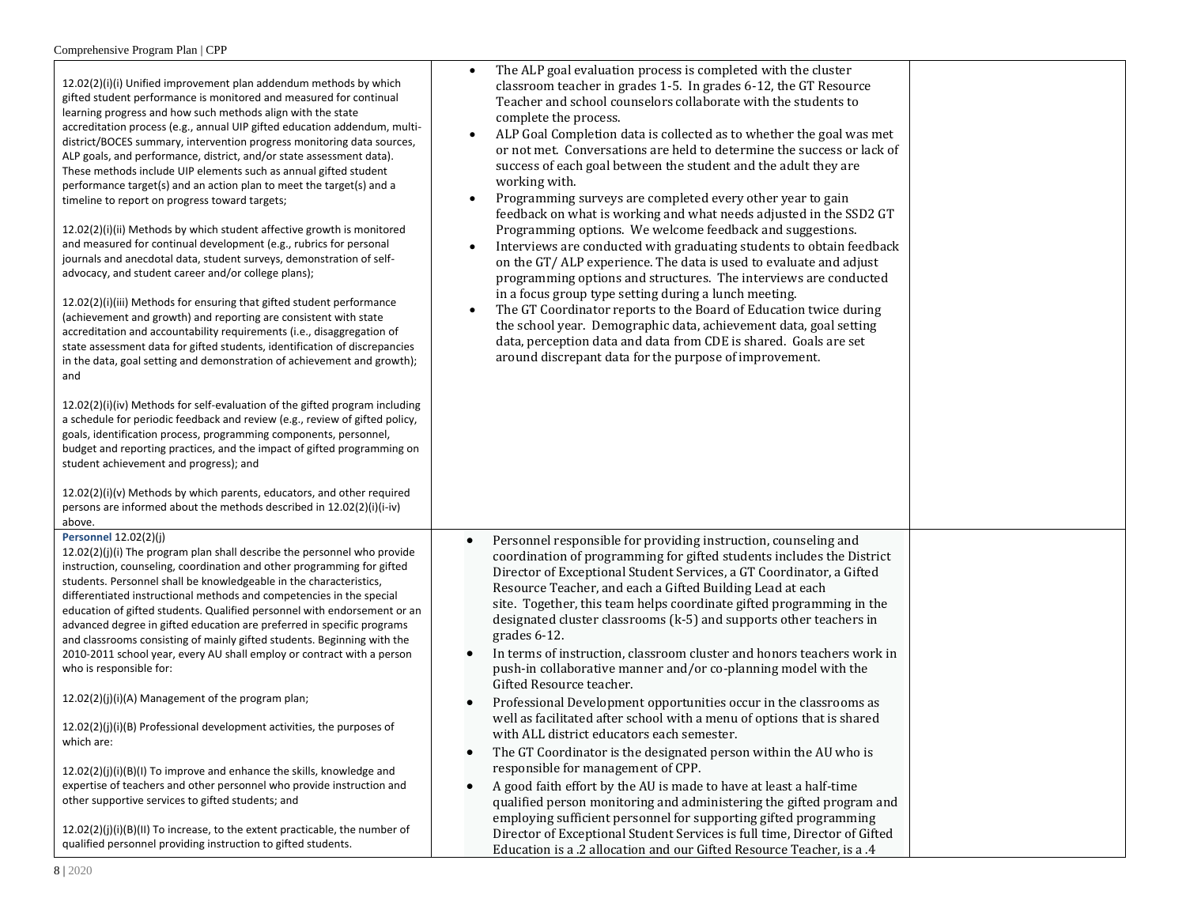| | | |
|---|---|---|
| 12.02(2)(i)(i) Unified improvement plan addendum methods by which gifted student performance is monitored and measured for continual learning progress and how such methods align with the state accreditation process (e.g., annual UIP gifted education addendum, multi-district/BOCES summary, intervention progress monitoring data sources, ALP goals, and performance, district, and/or state assessment data). These methods include UIP elements such as annual gifted student performance target(s) and an action plan to meet the target(s) and a timeline to report on progress toward targets;<br><br>12.02(2)(i)(ii) Methods by which student affective growth is monitored and measured for continual development (e.g., rubrics for personal journals and anecdotal data, student surveys, demonstration of self-advocacy, and student career and/or college plans);<br><br>12.02(2)(i)(iii) Methods for ensuring that gifted student performance (achievement and growth) and reporting are consistent with state accreditation and accountability requirements (i.e., disaggregation of state assessment data for gifted students, identification of discrepancies in the data, goal setting and demonstration of achievement and growth); and<br><br>12.02(2)(i)(iv) Methods for self-evaluation of the gifted program including a schedule for periodic feedback and review (e.g., review of gifted policy, goals, identification process, programming components, personnel, budget and reporting practices, and the impact of gifted programming on student achievement and progress); and<br><br>12.02(2)(i)(v) Methods by which parents, educators, and other required persons are informed about the methods described in 12.02(2)(i)(i-iv) above. | • The ALP goal evaluation process is completed with the cluster classroom teacher in grades 1-5. In grades 6-12, the GT Resource Teacher and school counselors collaborate with the students to complete the process.<br>• ALP Goal Completion data is collected as to whether the goal was met or not met. Conversations are held to determine the success or lack of success of each goal between the student and the adult they are working with.<br>• Programming surveys are completed every other year to gain feedback on what is working and what needs adjusted in the SSD2 GT Programming options. We welcome feedback and suggestions.<br>• Interviews are conducted with graduating students to obtain feedback on the GT/ ALP experience. The data is used to evaluate and adjust programming options and structures. The interviews are conducted in a focus group type setting during a lunch meeting.<br>• The GT Coordinator reports to the Board of Education twice during the school year. Demographic data, achievement data, goal setting data, perception data and data from CDE is shared. Goals are set around discrepant data for the purpose of improvement. | |
| **Personnel** 12.02(2)(j)<br>12.02(2)(j)(i) The program plan shall describe the personnel who provide instruction, counseling, coordination and other programming for gifted students. Personnel shall be knowledgeable in the characteristics, differentiated instructional methods and competencies in the special education of gifted students. Qualified personnel with endorsement or an advanced degree in gifted education are preferred in specific programs and classrooms consisting of mainly gifted students. Beginning with the 2010-2011 school year, every AU shall employ or contract with a person who is responsible for:<br><br>12.02(2)(j)(i)(A) Management of the program plan;<br><br>12.02(2)(j)(i)(B) Professional development activities, the purposes of which are:<br><br>12.02(2)(j)(i)(B)(I) To improve and enhance the skills, knowledge and expertise of teachers and other personnel who provide instruction and other supportive services to gifted students; and<br><br>12.02(2)(j)(i)(B)(II) To increase, to the extent practicable, the number of qualified personnel providing instruction to gifted students. | • Personnel responsible for providing instruction, counseling and coordination of programming for gifted students includes the District Director of Exceptional Student Services, a GT Coordinator, a Gifted Resource Teacher, and each a Gifted Building Lead at each site. Together, this team helps coordinate gifted programming in the designated cluster classrooms (k-5) and supports other teachers in grades 6-12.<br>• In terms of instruction, classroom cluster and honors teachers work in push-in collaborative manner and/or co-planning model with the Gifted Resource teacher.<br>• Professional Development opportunities occur in the classrooms as well as facilitated after school with a menu of options that is shared with ALL district educators each semester.<br>• The GT Coordinator is the designated person within the AU who is responsible for management of CPP.<br>• A good faith effort by the AU is made to have at least a half-time qualified person monitoring and administering the gifted program and employing sufficient personnel for supporting gifted programming Director of Exceptional Student Services is full time, Director of Gifted Education is a .2 allocation and our Gifted Resource Teacher, is a .4 | |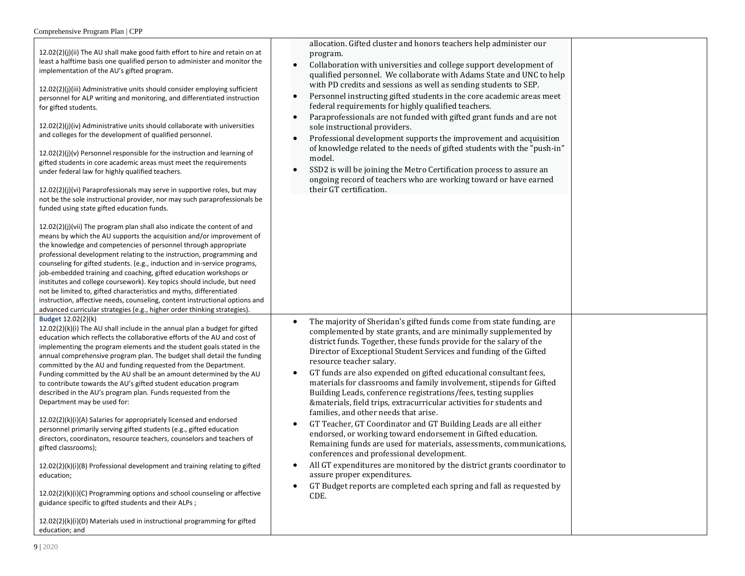| | | |
|---|---|---|
| 12.02(2)(j)(ii) The AU shall make good faith effort to hire and retain on at least a halftime basis one qualified person to administer and monitor the implementation of the AU's gifted program.<br><br>12.02(2)(j)(iii) Administrative units should consider employing sufficient personnel for ALP writing and monitoring, and differentiated instruction for gifted students.<br><br>12.02(2)(j)(iv) Administrative units should collaborate with universities and colleges for the development of qualified personnel.<br><br>12.02(2)(j)(v) Personnel responsible for the instruction and learning of gifted students in core academic areas must meet the requirements under federal law for highly qualified teachers.<br><br>12.02(2)(j)(vi) Paraprofessionals may serve in supportive roles, but may not be the sole instructional provider, nor may such paraprofessionals be funded using state gifted education funds.<br><br>12.02(2)(j)(vii) The program plan shall also indicate the content of and means by which the AU supports the acquisition and/or improvement of the knowledge and competencies of personnel through appropriate professional development relating to the instruction, programming and counseling for gifted students. (e.g., induction and in-service programs, job-embedded training and coaching, gifted education workshops or institutes and college coursework). Key topics should include, but need not be limited to, gifted characteristics and myths, differentiated instruction, affective needs, counseling, content instructional options and advanced curricular strategies (e.g., higher order thinking strategies). | allocation. Gifted cluster and honors teachers help administer our program.<br>• Collaboration with universities and college support development of qualified personnel. We collaborate with Adams State and UNC to help with PD credits and sessions as well as sending students to SEP.<br>• Personnel instructing gifted students in the core academic areas meet federal requirements for highly qualified teachers.<br>• Paraprofessionals are not funded with gifted grant funds and are not sole instructional providers.<br>• Professional development supports the improvement and acquisition of knowledge related to the needs of gifted students with the "push-in" model.<br>• SSD2 is will be joining the Metro Certification process to assure an ongoing record of teachers who are working toward or have earned their GT certification. | |
| **Budget** 12.02(2)(k)<br>12.02(2)(k)(i) The AU shall include in the annual plan a budget for gifted education which reflects the collaborative efforts of the AU and cost of implementing the program elements and the student goals stated in the annual comprehensive program plan. The budget shall detail the funding committed by the AU and funding requested from the Department. Funding committed by the AU shall be an amount determined by the AU to contribute towards the AU's gifted student education program described in the AU's program plan. Funds requested from the Department may be used for:<br><br>12.02(2)(k)(i)(A) Salaries for appropriately licensed and endorsed personnel primarily serving gifted students (e.g., gifted education directors, coordinators, resource teachers, counselors and teachers of gifted classrooms);<br><br>12.02(2)(k)(i)(B) Professional development and training relating to gifted education;<br><br>12.02(2)(k)(i)(C) Programming options and school counseling or affective guidance specific to gifted students and their ALPs ;<br><br>12.02(2)(k)(i)(D) Materials used in instructional programming for gifted education; and | • The majority of Sheridan's gifted funds come from state funding, are complemented by state grants, and are minimally supplemented by district funds. Together, these funds provide for the salary of the Director of Exceptional Student Services and funding of the Gifted resource teacher salary.<br>• GT funds are also expended on gifted educational consultant fees, materials for classrooms and family involvement, stipends for Gifted Building Leads, conference registrations/fees, testing supplies &materials, field trips, extracurricular activities for students and families, and other needs that arise.<br>• GT Teacher, GT Coordinator and GT Building Leads are all either endorsed, or working toward endorsement in Gifted education. Remaining funds are used for materials, assessments, communications, conferences and professional development.<br>• All GT expenditures are monitored by the district grants coordinator to assure proper expenditures.<br>• GT Budget reports are completed each spring and fall as requested by CDE. | |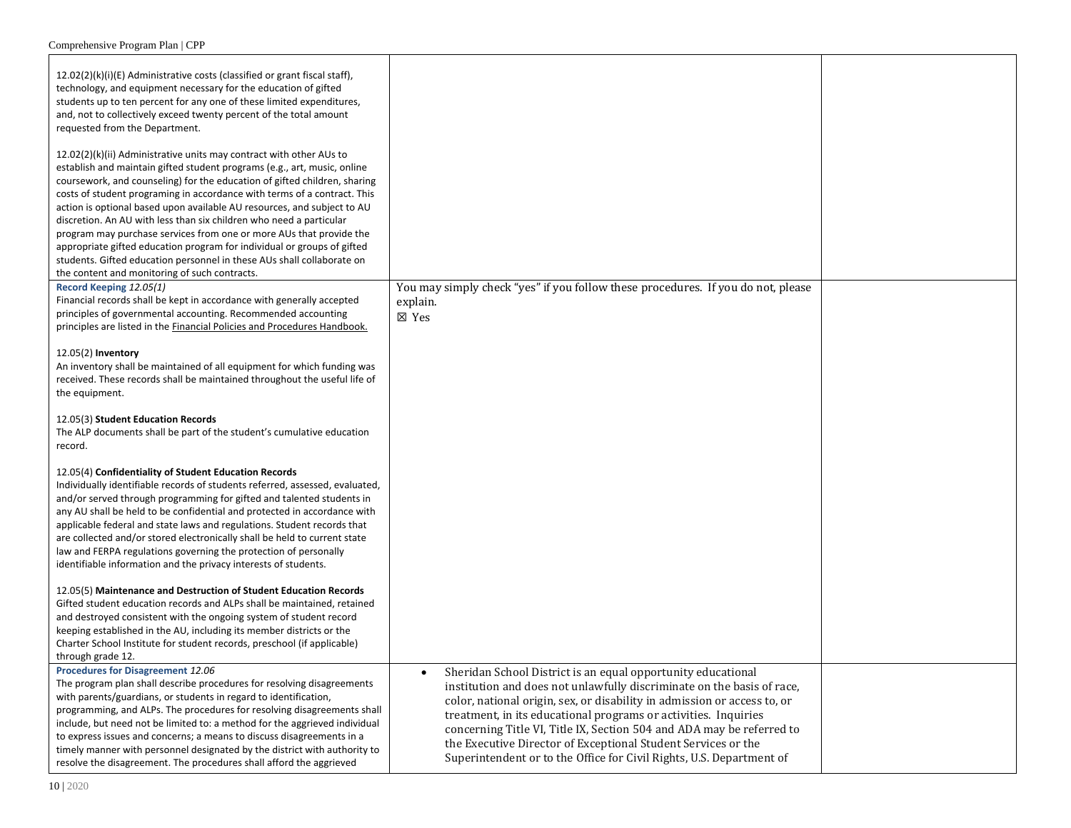| | | |
|---|---|---|
| 12.02(2)(k)(i)(E) Administrative costs (classified or grant fiscal staff), technology, and equipment necessary for the education of gifted students up to ten percent for any one of these limited expenditures, and, not to collectively exceed twenty percent of the total amount requested from the Department.<br><br>12.02(2)(k)(ii) Administrative units may contract with other AUs to establish and maintain gifted student programs (e.g., art, music, online coursework, and counseling) for the education of gifted children, sharing costs of student programing in accordance with terms of a contract. This action is optional based upon available AU resources, and subject to AU discretion. An AU with less than six children who need a particular program may purchase services from one or more AUs that provide the appropriate gifted education program for individual or groups of gifted students. Gifted education personnel in these AUs shall collaborate on the content and monitoring of such contracts. | | |
| **Record Keeping** *12.05(1)*<br>Financial records shall be kept in accordance with generally accepted principles of governmental accounting. Recommended accounting principles are listed in the Financial Policies and Procedures Handbook.<br><br>12.05(2) **Inventory**<br>An inventory shall be maintained of all equipment for which funding was received. These records shall be maintained throughout the useful life of the equipment.<br><br>12.05(3) **Student Education Records**<br>The ALP documents shall be part of the student's cumulative education record.<br><br>12.05(4) **Confidentiality of Student Education Records**<br>Individually identifiable records of students referred, assessed, evaluated, and/or served through programming for gifted and talented students in any AU shall be held to be confidential and protected in accordance with applicable federal and state laws and regulations. Student records that are collected and/or stored electronically shall be held to current state law and FERPA regulations governing the protection of personally identifiable information and the privacy interests of students.<br><br>12.05(5) **Maintenance and Destruction of Student Education Records**<br>Gifted student education records and ALPs shall be maintained, retained and destroyed consistent with the ongoing system of student record keeping established in the AU, including its member districts or the Charter School Institute for student records, preschool (if applicable) through grade 12. | You may simply check "yes" if you follow these procedures. If you do not, please explain.<br>☒ Yes | |
| **Procedures for Disagreement** *12.06*<br>The program plan shall describe procedures for resolving disagreements with parents/guardians, or students in regard to identification, programming, and ALPs. The procedures for resolving disagreements shall include, but need not be limited to: a method for the aggrieved individual to express issues and concerns; a means to discuss disagreements in a timely manner with personnel designated by the district with authority to resolve the disagreement. The procedures shall afford the aggrieved | • Sheridan School District is an equal opportunity educational institution and does not unlawfully discriminate on the basis of race, color, national origin, sex, or disability in admission or access to, or treatment, in its educational programs or activities. Inquiries concerning Title VI, Title IX, Section 504 and ADA may be referred to the Executive Director of Exceptional Student Services or the Superintendent or to the Office for Civil Rights, U.S. Department of | |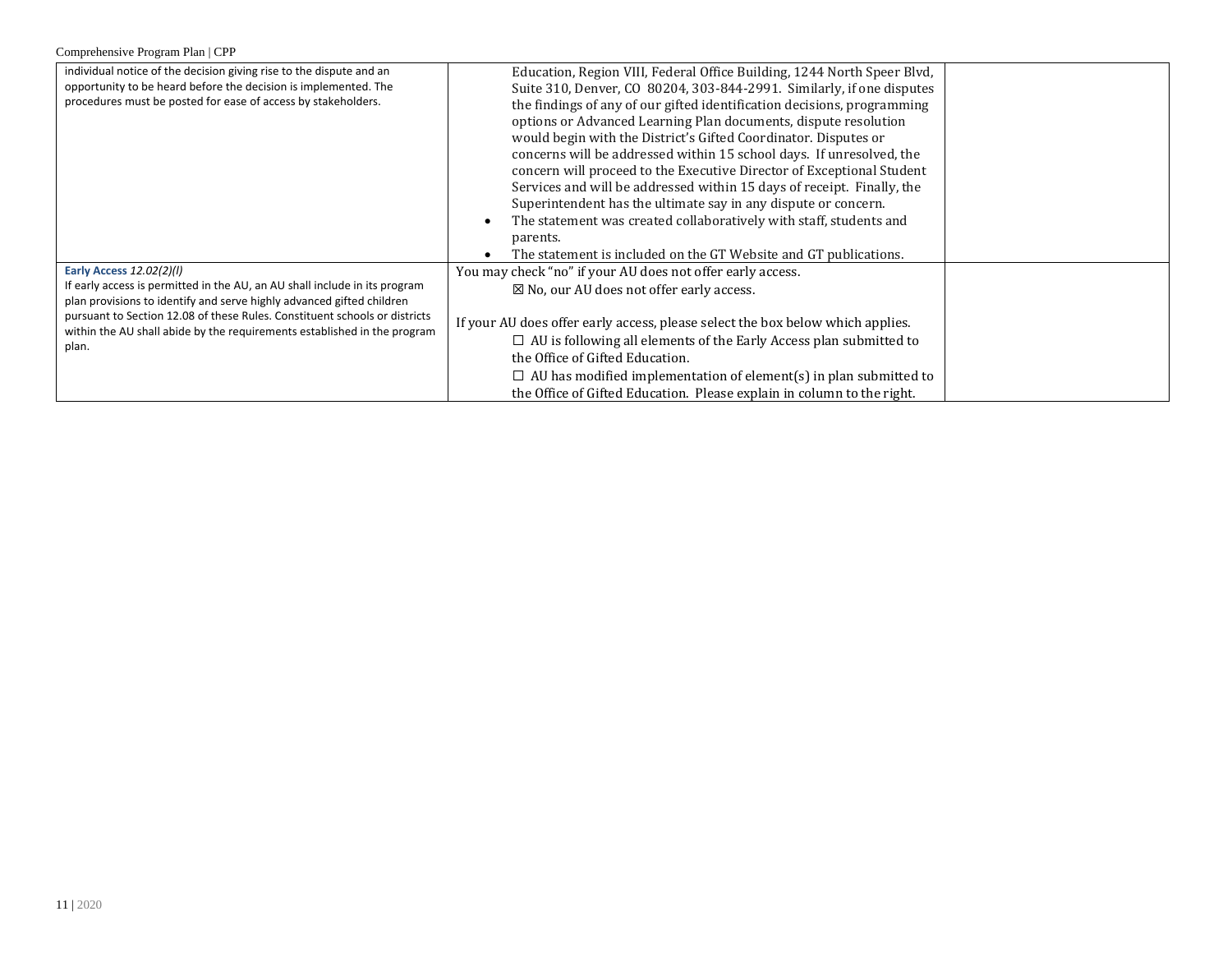| | | |
|---|---|---|
| individual notice of the decision giving rise to the dispute and an opportunity to be heard before the decision is implemented. The procedures must be posted for ease of access by stakeholders. | Education, Region VIII, Federal Office Building, 1244 North Speer Blvd, Suite 310, Denver, CO 80204, 303-844-2991. Similarly, if one disputes the findings of any of our gifted identification decisions, programming options or Advanced Learning Plan documents, dispute resolution would begin with the District's Gifted Coordinator. Disputes or concerns will be addressed within 15 school days. If unresolved, the concern will proceed to the Executive Director of Exceptional Student Services and will be addressed within 15 days of receipt. Finally, the Superintendent has the ultimate say in any dispute or concern.<br>• The statement was created collaboratively with staff, students and parents.<br>• The statement is included on the GT Website and GT publications. | |
| **Early Access** *12.02(2)(l)*<br>If early access is permitted in the AU, an AU shall include in its program plan provisions to identify and serve highly advanced gifted children pursuant to Section 12.08 of these Rules. Constituent schools or districts within the AU shall abide by the requirements established in the program plan. | You may check "no" if your AU does not offer early access.<br>☒ No, our AU does not offer early access.<br><br>If your AU does offer early access, please select the box below which applies.<br>☐ AU is following all elements of the Early Access plan submitted to the Office of Gifted Education.<br>☐ AU has modified implementation of element(s) in plan submitted to the Office of Gifted Education. Please explain in column to the right. | |